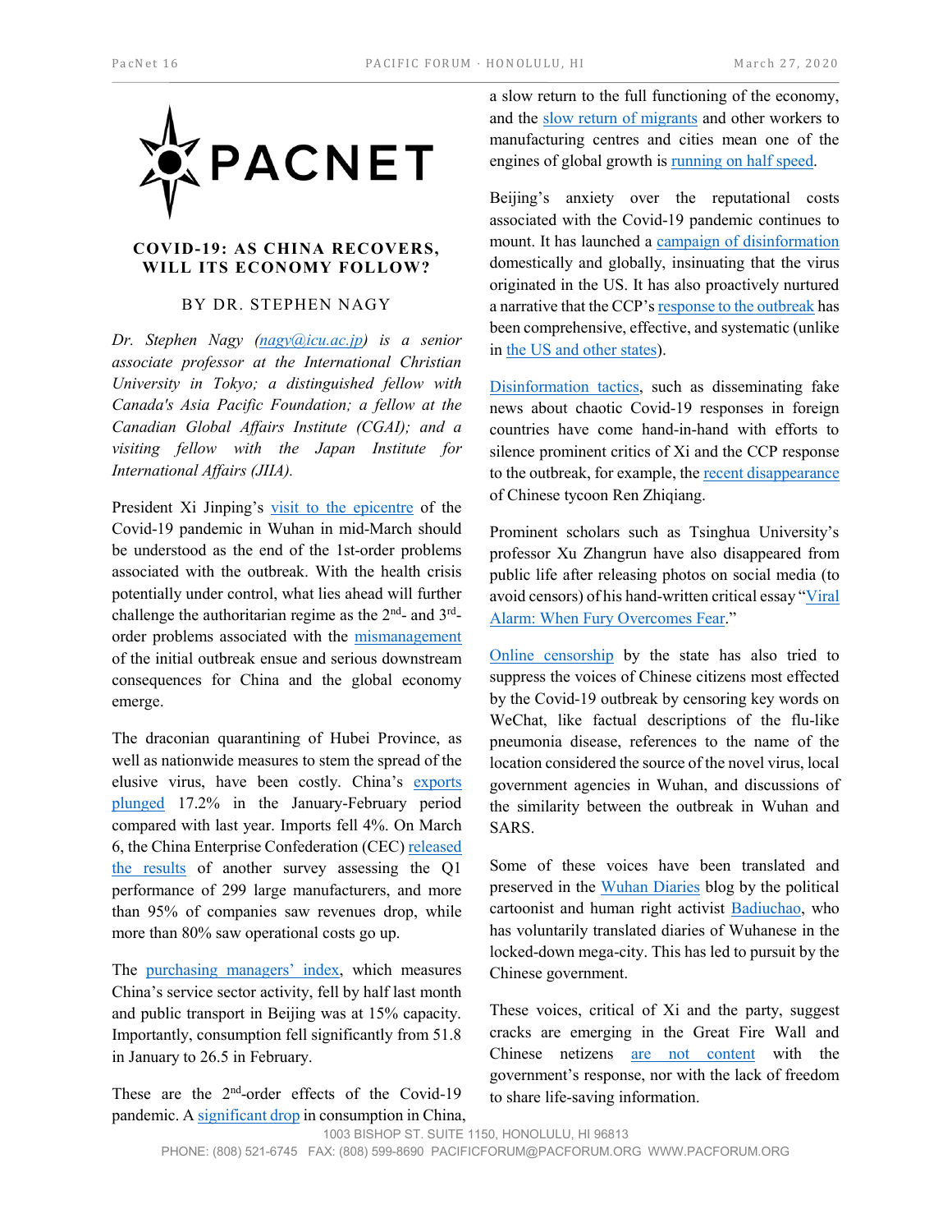# PACNET

## COVID-19: AS CHINA RECOVERS, WILL ITS ECONOMY FOLLOW?

BY DR. STEPHEN NAGY

*Dr. Stephen Nagy (nagy@icu.ac.jp) is a senior associate professor at the International Christian University in Tokyo; a distinguished fellow with Canada's Asia Pacific Foundation; a fellow at the Canadian Global Affairs Institute (CGAI); and a visiting fellow with the Japan Institute for International Affairs (JIIA).*

President Xi Jinping's visit to the epicentre of the Covid-19 pandemic in Wuhan in mid-March should be understood as the end of the 1st-order problems associated with the outbreak. With the health crisis potentially under control, what lies ahead will further challenge the authoritarian regime as the 2nd- and 3rd-order problems associated with the mismanagement of the initial outbreak ensue and serious downstream consequences for China and the global economy emerge.

The draconian quarantining of Hubei Province, as well as nationwide measures to stem the spread of the elusive virus, have been costly. China's exports plunged 17.2% in the January-February period compared with last year. Imports fell 4%. On March 6, the China Enterprise Confederation (CEC) released the results of another survey assessing the Q1 performance of 299 large manufacturers, and more than 95% of companies saw revenues drop, while more than 80% saw operational costs go up.

The purchasing managers' index, which measures China's service sector activity, fell by half last month and public transport in Beijing was at 15% capacity. Importantly, consumption fell significantly from 51.8 in January to 26.5 in February.

These are the 2nd-order effects of the Covid-19 pandemic. A significant drop in consumption in China, a slow return to the full functioning of the economy, and the slow return of migrants and other workers to manufacturing centres and cities mean one of the engines of global growth is running on half speed.

Beijing's anxiety over the reputational costs associated with the Covid-19 pandemic continues to mount. It has launched a campaign of disinformation domestically and globally, insinuating that the virus originated in the US. It has also proactively nurtured a narrative that the CCP's response to the outbreak has been comprehensive, effective, and systematic (unlike in the US and other states).

Disinformation tactics, such as disseminating fake news about chaotic Covid-19 responses in foreign countries have come hand-in-hand with efforts to silence prominent critics of Xi and the CCP response to the outbreak, for example, the recent disappearance of Chinese tycoon Ren Zhiqiang.

Prominent scholars such as Tsinghua University's professor Xu Zhangrun have also disappeared from public life after releasing photos on social media (to avoid censors) of his hand-written critical essay "Viral Alarm: When Fury Overcomes Fear."

Online censorship by the state has also tried to suppress the voices of Chinese citizens most effected by the Covid-19 outbreak by censoring key words on WeChat, like factual descriptions of the flu-like pneumonia disease, references to the name of the location considered the source of the novel virus, local government agencies in Wuhan, and discussions of the similarity between the outbreak in Wuhan and SARS.

Some of these voices have been translated and preserved in the Wuhan Diaries blog by the political cartoonist and human right activist Badiuchao, who has voluntarily translated diaries of Wuhanese in the locked-down mega-city. This has led to pursuit by the Chinese government.

These voices, critical of Xi and the party, suggest cracks are emerging in the Great Fire Wall and Chinese netizens are not content with the government's response, nor with the lack of freedom to share life-saving information.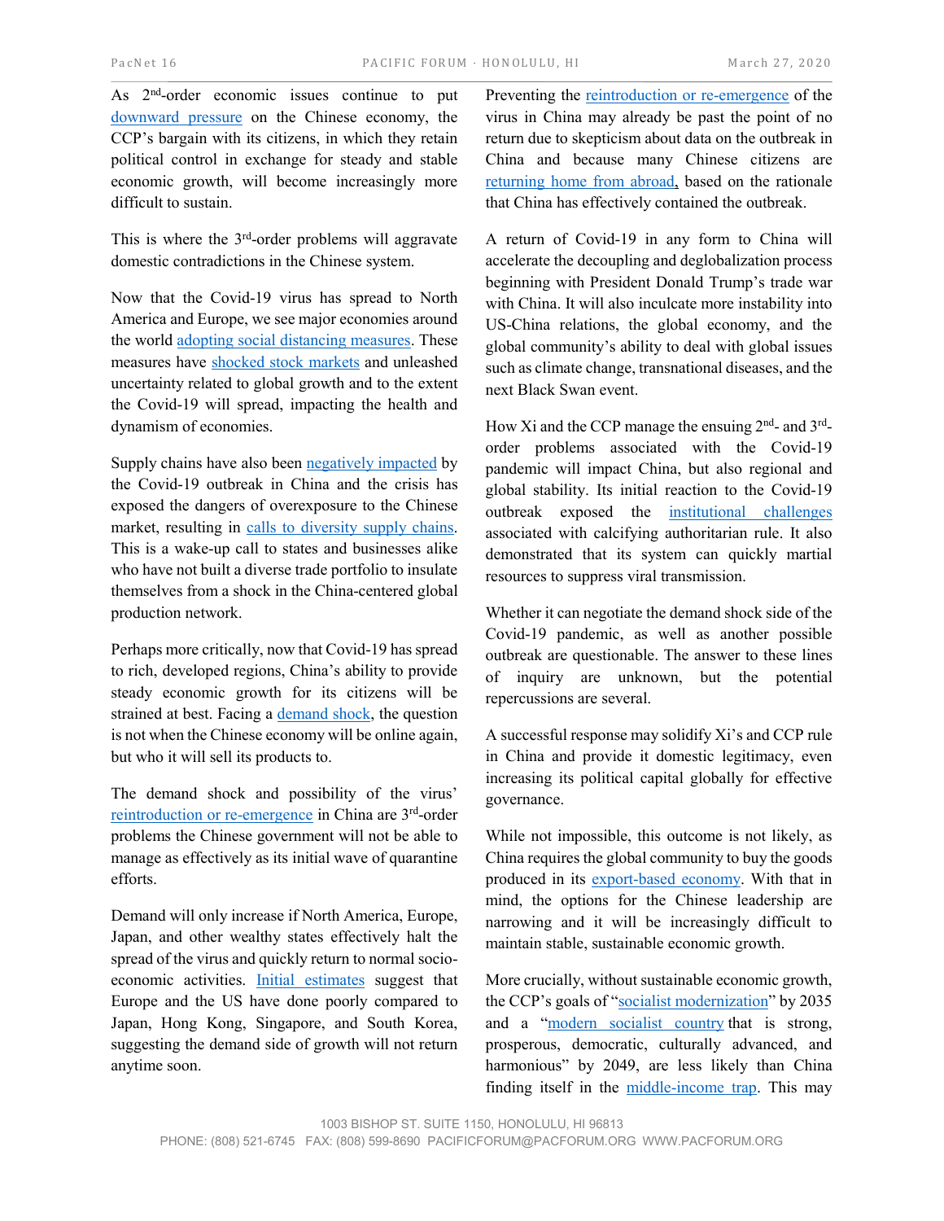As 2nd-order economic issues continue to put downward pressure on the Chinese economy, the CCP's bargain with its citizens, in which they retain political control in exchange for steady and stable economic growth, will become increasingly more difficult to sustain.

This is where the 3rd-order problems will aggravate domestic contradictions in the Chinese system.

Now that the Covid-19 virus has spread to North America and Europe, we see major economies around the world adopting social distancing measures. These measures have shocked stock markets and unleashed uncertainty related to global growth and to the extent the Covid-19 will spread, impacting the health and dynamism of economies.

Supply chains have also been negatively impacted by the Covid-19 outbreak in China and the crisis has exposed the dangers of overexposure to the Chinese market, resulting in calls to diversity supply chains. This is a wake-up call to states and businesses alike who have not built a diverse trade portfolio to insulate themselves from a shock in the China-centered global production network.

Perhaps more critically, now that Covid-19 has spread to rich, developed regions, China's ability to provide steady economic growth for its citizens will be strained at best. Facing a demand shock, the question is not when the Chinese economy will be online again, but who it will sell its products to.

The demand shock and possibility of the virus' reintroduction or re-emergence in China are 3rd-order problems the Chinese government will not be able to manage as effectively as its initial wave of quarantine efforts.

Demand will only increase if North America, Europe, Japan, and other wealthy states effectively halt the spread of the virus and quickly return to normal socio-economic activities. Initial estimates suggest that Europe and the US have done poorly compared to Japan, Hong Kong, Singapore, and South Korea, suggesting the demand side of growth will not return anytime soon.

Preventing the reintroduction or re-emergence of the virus in China may already be past the point of no return due to skepticism about data on the outbreak in China and because many Chinese citizens are returning home from abroad, based on the rationale that China has effectively contained the outbreak.

A return of Covid-19 in any form to China will accelerate the decoupling and deglobalization process beginning with President Donald Trump's trade war with China. It will also inculcate more instability into US-China relations, the global economy, and the global community's ability to deal with global issues such as climate change, transnational diseases, and the next Black Swan event.

How Xi and the CCP manage the ensuing 2nd- and 3rd-order problems associated with the Covid-19 pandemic will impact China, but also regional and global stability. Its initial reaction to the Covid-19 outbreak exposed the institutional challenges associated with calcifying authoritarian rule. It also demonstrated that its system can quickly martial resources to suppress viral transmission.

Whether it can negotiate the demand shock side of the Covid-19 pandemic, as well as another possible outbreak are questionable. The answer to these lines of inquiry are unknown, but the potential repercussions are several.

A successful response may solidify Xi's and CCP rule in China and provide it domestic legitimacy, even increasing its political capital globally for effective governance.

While not impossible, this outcome is not likely, as China requires the global community to buy the goods produced in its export-based economy. With that in mind, the options for the Chinese leadership are narrowing and it will be increasingly difficult to maintain stable, sustainable economic growth.

More crucially, without sustainable economic growth, the CCP's goals of "socialist modernization" by 2035 and a "modern socialist country that is strong, prosperous, democratic, culturally advanced, and harmonious" by 2049, are less likely than China finding itself in the middle-income trap. This may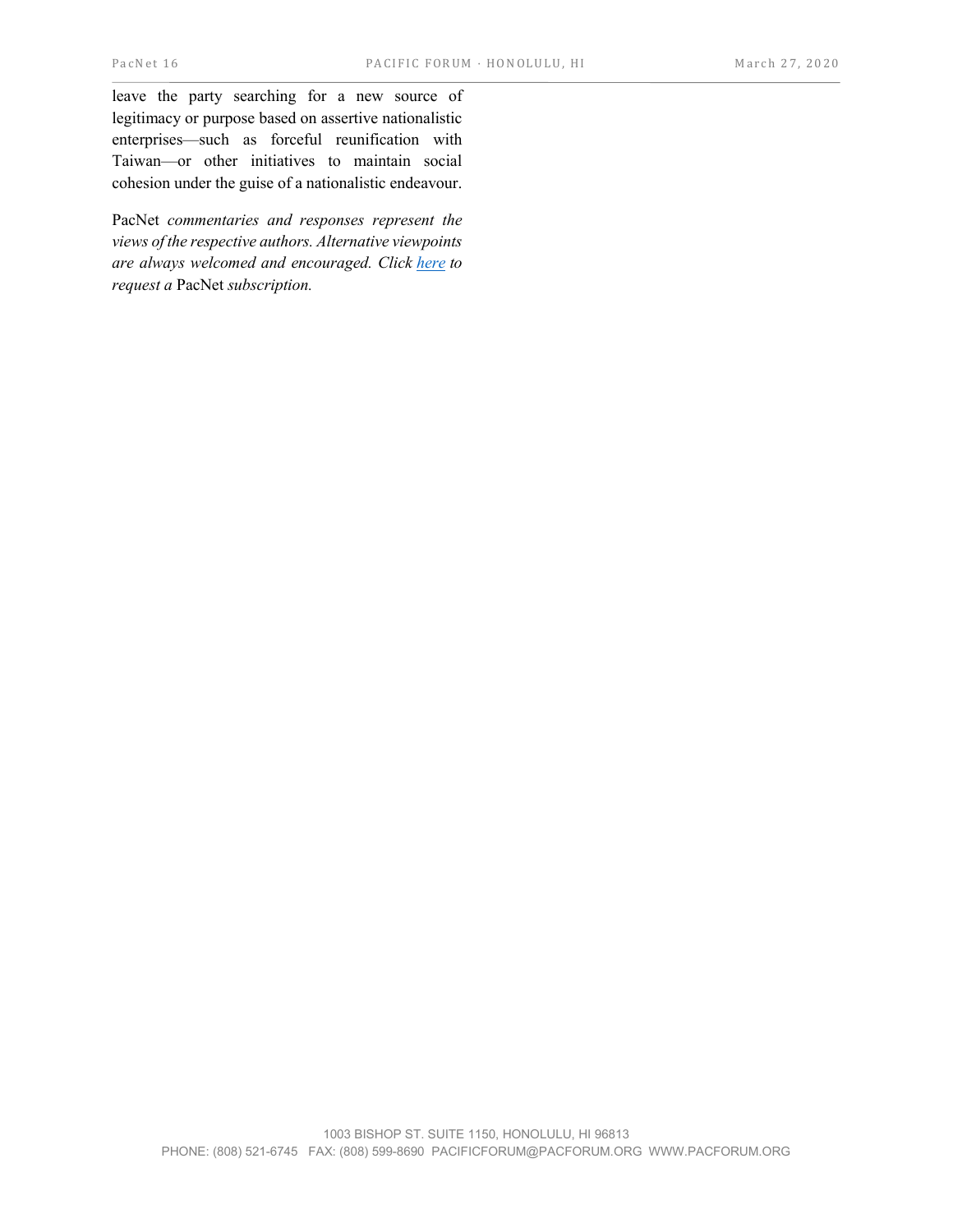leave the party searching for a new source of legitimacy or purpose based on assertive nationalistic enterprises—such as forceful reunification with Taiwan—or other initiatives to maintain social cohesion under the guise of a nationalistic endeavour.

PacNet *commentaries and responses represent the views of the respective authors. Alternative viewpoints are always welcomed and encouraged. Click [here](#) to request a* PacNet *subscription.*